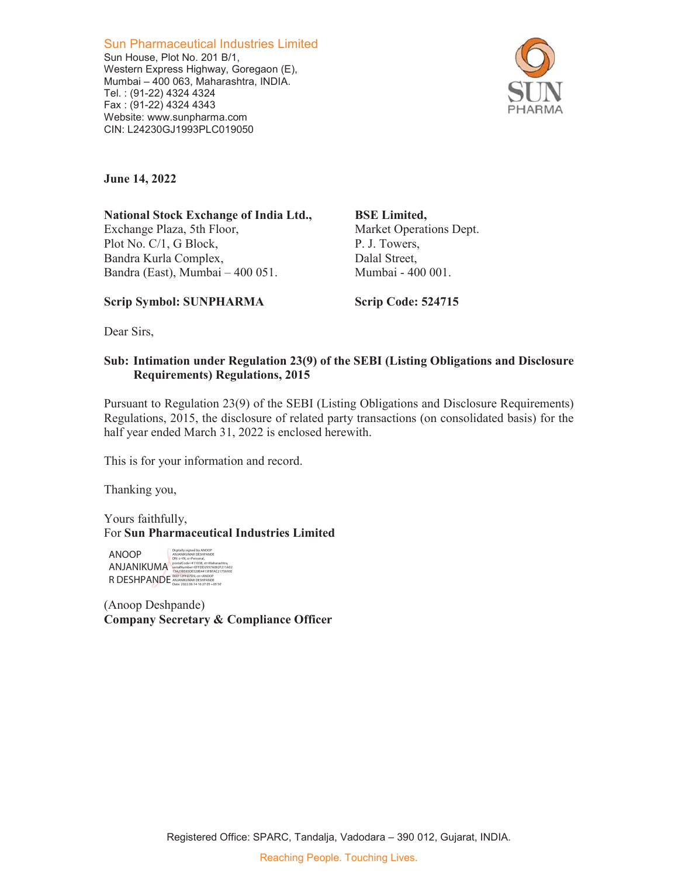Sun Pharmaceutical Industries Limited
Sun House, Plot No. 201 B/1,
Western Express Highway, Goregaon (E),
Mumbai – 400 063, Maharashtra, INDIA.
Tel. : (91-22) 4324 4324
Fax : (91-22) 4324 4343
Website: www.sunpharma.com
CIN: L24230GJ1993PLC019050

SUN PHARMA

**June 14, 2022**

**National Stock Exchange of India Ltd.,**
Exchange Plaza, 5th Floor,
Plot No. C/1, G Block,
Bandra Kurla Complex,
Bandra (East), Mumbai – 400 051.

**BSE Limited,**
Market Operations Dept.
P. J. Towers,
Dalal Street,
Mumbai - 400 001.

**Scrip Symbol: SUNPHARMA**

**Scrip Code: 524715**

Dear Sirs,

**Sub: Intimation under Regulation 23(9) of the SEBI (Listing Obligations and Disclosure Requirements) Regulations, 2015**

Pursuant to Regulation 23(9) of the SEBI (Listing Obligations and Disclosure Requirements) Regulations, 2015, the disclosure of related party transactions (on consolidated basis) for the half year ended March 31, 2022 is enclosed herewith.

This is for your information and record.

Thanking you,

Yours faithfully,
For **Sun Pharmaceutical Industries Limited**

ANOOP ANJANIKUMAR DESHPANDE
Digitally signed by ANOOP ANJANIKUMAR DESHPANDE
Date: 2022.06.14 16:27:05 +05'30'

(Anoop Deshpande)
**Company Secretary & Compliance Officer**

Registered Office: SPARC, Tandalja, Vadodara – 390 012, Gujarat, INDIA.

Reaching People. Touching Lives.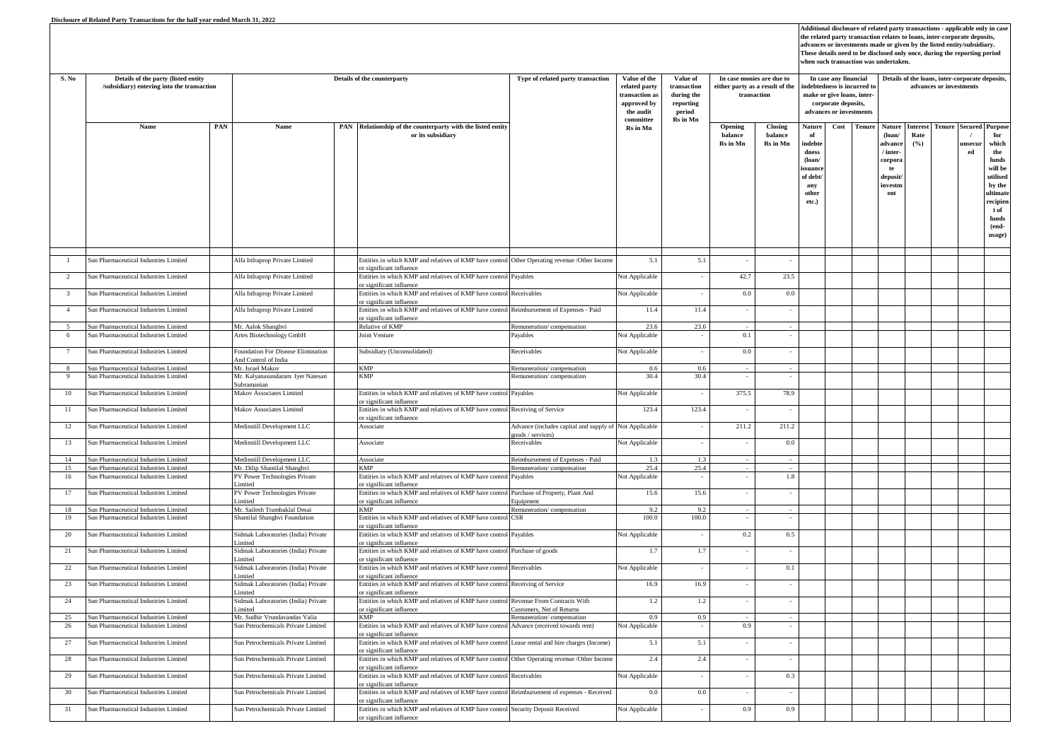**Disclosure of Related Party Transactions for the half year ended March 31, 2022**

| S. No | Details of the party (listed entity /subsidiary) entering into the transaction | | Details of the counterparty | | | Type of related party transaction | Value of the related party transaction as approved by the audit committee | Value of transaction during the reporting period | In case monies are due to either party as a result of the transaction | | Additional disclosure of related party transactions - applicable only in case the related party transaction relates to loans, inter-corporate deposits, advances or investments made or given by the listed entity/subsidiary. These details need to be disclosed only once, during the reporting period when such transaction was undertaken. In case any financial indebtedness is incurred to make or give loans, inter-corporate deposits, advances or investments | | | Details of the loans, inter-corporate deposits, advances or investments | | | | |
|---|---|---|---|---|---|---|---|---|---|---|---|---|---|---|---|---|---|---|
| | Name | PAN | Name | PAN | Relationship of the counterparty with the listed entity or its subsidiary | | Rs in Mn | Rs in Mn | Opening balance Rs in Mn | Closing balance Rs in Mn | Nature of indebtedness (loan/ issuance of debt/ any other etc.) | Cost | Tenure | Nature (loan/ advance / inter-corporate deposit/ investment | Interest Rate (%) | Tenure | Secured / unsecured | Purpose for which the funds will be utilised by the ultimate recipient of funds (end-usage) |
| 1 | Sun Pharmaceutical Industries Limited | | Alfa Infraprop Private Limited | | Entities in which KMP and relatives of KMP have control or significant influence | Other Operating revenue /Other Income | 5.1 | 5.1 | - | - | | | | | | | | |
| 2 | Sun Pharmaceutical Industries Limited | | Alfa Infraprop Private Limited | | Entities in which KMP and relatives of KMP have control or significant influence | Payables | Not Applicable | - | 42.7 | 23.5 | | | | | | | | |
| 3 | Sun Pharmaceutical Industries Limited | | Alfa Infraprop Private Limited | | Entities in which KMP and relatives of KMP have control or significant influence | Receivables | Not Applicable | - | 0.0 | 0.0 | | | | | | | | |
| 4 | Sun Pharmaceutical Industries Limited | | Alfa Infraprop Private Limited | | Entities in which KMP and relatives of KMP have control or significant influence | Reimbursement of Expenses - Paid | 11.4 | 11.4 | - | - | | | | | | | | |
| 5 | Sun Pharmaceutical Industries Limited | | Mr. Aalok Shanghvi | | Relative of KMP | Remuneration/ compensation | 23.6 | 23.6 | - | - | | | | | | | | |
| 6 | Sun Pharmaceutical Industries Limited | | Artes Biotechnology GmbH | | Joint Venture | Payables | Not Applicable | - | 0.1 | - | | | | | | | | |
| 7 | Sun Pharmaceutical Industries Limited | | Foundation For Disease Elimination And Control of India | | Subsidiary (Unconsolidated) | Receivables | Not Applicable | - | 0.0 | - | | | | | | | | |
| 8 | Sun Pharmaceutical Industries Limited | | Mr. Israel Makov | | KMP | Remuneration/ compensation | 0.6 | 0.6 | - | - | | | | | | | | |
| 9 | Sun Pharmaceutical Industries Limited | | Mr. Kalyanasundaram Iyer Natesan Subramanian | | KMP | Remuneration/ compensation | 30.4 | 30.4 | - | - | | | | | | | | |
| 10 | Sun Pharmaceutical Industries Limited | | Makov Associates Limited | | Entities in which KMP and relatives of KMP have control or significant influence | Payables | Not Applicable | - | 375.5 | 78.9 | | | | | | | | |
| 11 | Sun Pharmaceutical Industries Limited | | Makov Associates Limited | | Entities in which KMP and relatives of KMP have control or significant influence | Receiving of Service | 123.4 | 123.4 | - | - | | | | | | | | |
| 12 | Sun Pharmaceutical Industries Limited | | Medinstill Development LLC | | Associate | Advance (includes capital and supply of goods / services) | Not Applicable | - | 211.2 | 211.2 | | | | | | | | |
| 13 | Sun Pharmaceutical Industries Limited | | Medinstill Development LLC | | Associate | Receivables | Not Applicable | - | - | 0.0 | | | | | | | | |
| 14 | Sun Pharmaceutical Industries Limited | | Medinstill Development LLC | | Associate | Reimbursement of Expenses - Paid | 1.3 | 1.3 | - | - | | | | | | | | |
| 15 | Sun Pharmaceutical Industries Limited | | Mr. Dilip Shantilal Shanghvi | | KMP | Remuneration/ compensation | 25.4 | 25.4 | - | - | | | | | | | | |
| 16 | Sun Pharmaceutical Industries Limited | | PV Power Technologies Private Limited | | Entities in which KMP and relatives of KMP have control or significant influence | Payables | Not Applicable | - | - | 1.8 | | | | | | | | |
| 17 | Sun Pharmaceutical Industries Limited | | PV Power Technologies Private Limited | | Entities in which KMP and relatives of KMP have control or significant influence | Purchase of Property, Plant And Equipment | 15.6 | 15.6 | - | - | | | | | | | | |
| 18 | Sun Pharmaceutical Industries Limited | | Mr. Sailesh Trambaklal Desai | | KMP | Remuneration/ compensation | 9.2 | 9.2 | - | - | | | | | | | | |
| 19 | Sun Pharmaceutical Industries Limited | | Shantilal Shanghvi Foundation | | Entities in which KMP and relatives of KMP have control or significant influence | CSR | 100.0 | 100.0 | - | - | | | | | | | | |
| 20 | Sun Pharmaceutical Industries Limited | | Sidmak Laboratories (India) Private Limited | | Entities in which KMP and relatives of KMP have control or significant influence | Payables | Not Applicable | - | 0.2 | 0.5 | | | | | | | | |
| 21 | Sun Pharmaceutical Industries Limited | | Sidmak Laboratories (India) Private Limited | | Entities in which KMP and relatives of KMP have control or significant influence | Purchase of goods | 1.7 | 1.7 | - | - | | | | | | | | |
| 22 | Sun Pharmaceutical Industries Limited | | Sidmak Laboratories (India) Private Limited | | Entities in which KMP and relatives of KMP have control or significant influence | Receivables | Not Applicable | - | - | 0.1 | | | | | | | | |
| 23 | Sun Pharmaceutical Industries Limited | | Sidmak Laboratories (India) Private Limited | | Entities in which KMP and relatives of KMP have control or significant influence | Receiving of Service | 16.9 | 16.9 | - | - | | | | | | | | |
| 24 | Sun Pharmaceutical Industries Limited | | Sidmak Laboratories (India) Private Limited | | Entities in which KMP and relatives of KMP have control or significant influence | Revenue From Contracts With Customers, Net of Returns | 1.2 | 1.2 | - | - | | | | | | | | |
| 25 | Sun Pharmaceutical Industries Limited | | Mr. Sudhir Vrundavandas Valia | | KMP | Remuneration/ compensation | 0.9 | 0.9 | - | - | | | | | | | | |
| 26 | Sun Pharmaceutical Industries Limited | | Sun Petrochemicals Private Limited | | Entities in which KMP and relatives of KMP have control or significant influence | Advance (received towards rent) | Not Applicable | - | 0.9 | - | | | | | | | | |
| 27 | Sun Pharmaceutical Industries Limited | | Sun Petrochemicals Private Limited | | Entities in which KMP and relatives of KMP have control or significant influence | Lease rental and hire charges (Income) | 5.1 | 5.1 | - | - | | | | | | | | |
| 28 | Sun Pharmaceutical Industries Limited | | Sun Petrochemicals Private Limited | | Entities in which KMP and relatives of KMP have control or significant influence | Other Operating revenue /Other Income | 2.4 | 2.4 | - | - | | | | | | | | |
| 29 | Sun Pharmaceutical Industries Limited | | Sun Petrochemicals Private Limited | | Entities in which KMP and relatives of KMP have control or significant influence | Receivables | Not Applicable | - | - | 0.3 | | | | | | | | |
| 30 | Sun Pharmaceutical Industries Limited | | Sun Petrochemicals Private Limited | | Entities in which KMP and relatives of KMP have control or significant influence | Reimbursement of expenses - Received | 0.0 | 0.0 | - | - | | | | | | | | |
| 31 | Sun Pharmaceutical Industries Limited | | Sun Petrochemicals Private Limited | | Entities in which KMP and relatives of KMP have control or significant influence | Security Deposit Received | Not Applicable | - | 0.9 | 0.9 | | | | | | | | |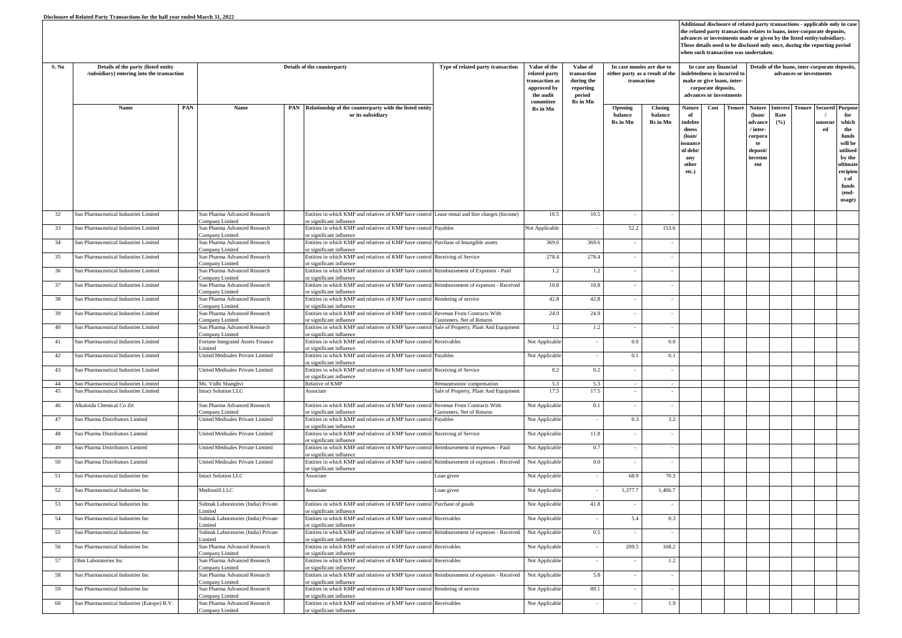**Disclosure of Related Party Transactions for the half year ended March 31, 2022**

| S. No | Details of the party (listed entity /subsidiary) entering into the transaction | | Details of the counterparty | | | Type of related party transaction | Value of the related party transaction as approved by the audit committee | Value of transaction during the reporting period | In case monies are due to either party as a result of the transaction | | Additional disclosure of related party transactions - applicable only in case the related party transaction relates to loans, inter-corporate deposits, advances or investments made or given by the listed entity/subsidiary. These details need to be disclosed only once, during the reporting period when such transaction was undertaken. In case any financial indebtedness is incurred to make or give loans, inter-corporate deposits, advances or investments | | | Details of the loans, inter-corporate deposits, advances or investments | | | | |
|---|---|---|---|---|---|---|---|---|---|---|---|---|---|---|---|---|---|---|
| | Name | PAN | Name | PAN | Relationship of the counterparty with the listed entity or its subsidiary | | Rs in Mn | Rs in Mn | Opening balance Rs in Mn | Closing balance Rs in Mn | Nature of indebtedness (loan/ issuance of debt/ any other etc.) | Cost | Tenure | Nature (loan/ advance / inter-corporate deposit/ investment | Interest Rate (%) | Tenure | Secured / unsecured | Purpose for which the funds will be utilised by the ultimate recipient of funds (end-usage) |
| 32 | Sun Pharmaceutical Industries Limited | | Sun Pharma Advanced Research Company Limited | | Entities in which KMP and relatives of KMP have control or significant influence | Lease rental and hire charges (Income) | 10.5 | 10.5 | - | - | | | | | | | | |
| 33 | Sun Pharmaceutical Industries Limited | | Sun Pharma Advanced Research Company Limited | | Entities in which KMP and relatives of KMP have control or significant influence | Payables | Not Applicable | - | 52.2 | 153.6 | | | | | | | | |
| 34 | Sun Pharmaceutical Industries Limited | | Sun Pharma Advanced Research Company Limited | | Entities in which KMP and relatives of KMP have control or significant influence | Purchase of Intangible assets | 369.6 | 369.6 | - | - | | | | | | | | |
| 35 | Sun Pharmaceutical Industries Limited | | Sun Pharma Advanced Research Company Limited | | Entities in which KMP and relatives of KMP have control or significant influence | Receiving of Service | 278.4 | 278.4 | - | - | | | | | | | | |
| 36 | Sun Pharmaceutical Industries Limited | | Sun Pharma Advanced Research Company Limited | | Entities in which KMP and relatives of KMP have control or significant influence | Reimbursement of Expenses - Paid | 1.2 | 1.2 | - | - | | | | | | | | |
| 37 | Sun Pharmaceutical Industries Limited | | Sun Pharma Advanced Research Company Limited | | Entities in which KMP and relatives of KMP have control or significant influence | Reimbursement of expenses - Received | 10.8 | 10.8 | - | - | | | | | | | | |
| 38 | Sun Pharmaceutical Industries Limited | | Sun Pharma Advanced Research Company Limited | | Entities in which KMP and relatives of KMP have control or significant influence | Rendering of service | 42.8 | 42.8 | - | - | | | | | | | | |
| 39 | Sun Pharmaceutical Industries Limited | | Sun Pharma Advanced Research Company Limited | | Entities in which KMP and relatives of KMP have control or significant influence | Revenue From Contracts With Customers, Net of Returns | 24.9 | 24.9 | - | - | | | | | | | | |
| 40 | Sun Pharmaceutical Industries Limited | | Sun Pharma Advanced Research Company Limited | | Entities in which KMP and relatives of KMP have control or significant influence | Sale of Property, Plant And Equipment | 1.2 | 1.2 | - | - | | | | | | | | |
| 41 | Sun Pharmaceutical Industries Limited | | Fortune Integrated Assets Finance Limited | | Entities in which KMP and relatives of KMP have control or significant influence | Receivables | Not Applicable | - | 0.0 | 0.0 | | | | | | | | |
| 42 | Sun Pharmaceutical Industries Limited | | United Medisales Private Limited | | Entities in which KMP and relatives of KMP have control or significant influence | Payables | Not Applicable | - | 0.1 | 0.1 | | | | | | | | |
| 43 | Sun Pharmaceutical Industries Limited | | United Medisales Private Limited | | Entities in which KMP and relatives of KMP have control or significant influence | Receiving of Service | 0.2 | 0.2 | - | - | | | | | | | | |
| 44 | Sun Pharmaceutical Industries Limited | | Ms. Vidhi Shanghvi | | Relative of KMP | Remuneration/ compensation | 5.3 | 5.3 | - | - | | | | | | | | |
| 45 | Sun Pharmaceutical Industries Limited | | Intact Solution LLC | | Associate | Sale of Property, Plant And Equipment | 17.5 | 17.5 | - | - | | | | | | | | |
| 46 | Alkaloida Chemical Co Zrt | | Sun Pharma Advanced Research Company Limited | | Entities in which KMP and relatives of KMP have control or significant influence | Revenue From Contracts With Customers, Net of Returns | Not Applicable | 0.1 | - | - | | | | | | | | |
| 47 | Sun Pharma Distributors Limited | | United Medisales Private Limited | | Entities in which KMP and relatives of KMP have control or significant influence | Payables | Not Applicable | - | 0.3 | 3.2 | | | | | | | | |
| 48 | Sun Pharma Distributors Limited | | United Medisales Private Limited | | Entities in which KMP and relatives of KMP have control or significant influence | Receiving of Service | Not Applicable | 11.8 | - | - | | | | | | | | |
| 49 | Sun Pharma Distributors Limited | | United Medisales Private Limited | | Entities in which KMP and relatives of KMP have control or significant influence | Reimbursement of expenses - Paid | Not Applicable | 0.7 | - | - | | | | | | | | |
| 50 | Sun Pharma Distributors Limited | | United Medisales Private Limited | | Entities in which KMP and relatives of KMP have control or significant influence | Reimbursement of expenses - Received | Not Applicable | 0.0 | - | - | | | | | | | | |
| 51 | Sun Pharmaceutical Industries Inc | | Intact Solution LLC | | Associate | Loan given | Not Applicable | - | 68.9 | 70.3 | | | | | | | | |
| 52 | Sun Pharmaceutical Industries Inc | | Medinstill LLC | | Associate | Loan given | Not Applicable | - | 1,377.7 | 1,406.7 | | | | | | | | |
| 53 | Sun Pharmaceutical Industries Inc | | Sidmak Laboratories (India) Private Limited | | Entities in which KMP and relatives of KMP have control or significant influence | Purchase of goods | Not Applicable | 41.8 | - | - | | | | | | | | |
| 54 | Sun Pharmaceutical Industries Inc | | Sidmak Laboratories (India) Private Limited | | Entities in which KMP and relatives of KMP have control or significant influence | Receivables | Not Applicable | - | 5.4 | 0.3 | | | | | | | | |
| 55 | Sun Pharmaceutical Industries Inc | | Sidmak Laboratories (India) Private Limited | | Entities in which KMP and relatives of KMP have control or significant influence | Reimbursement of expenses - Received | Not Applicable | 0.5 | - | - | | | | | | | | |
| 56 | Sun Pharmaceutical Industries Inc | | Sun Pharma Advanced Research Company Limited | | Entities in which KMP and relatives of KMP have control or significant influence | Receivables | Not Applicable | - | 209.5 | 168.2 | | | | | | | | |
| 57 | Ohm Laboratories Inc | | Sun Pharma Advanced Research Company Limited | | Entities in which KMP and relatives of KMP have control or significant influence | Receivables | Not Applicable | - | - | 1.2 | | | | | | | | |
| 58 | Sun Pharmaceutical Industries Inc | | Sun Pharma Advanced Research Company Limited | | Entities in which KMP and relatives of KMP have control or significant influence | Reimbursement of expenses - Received | Not Applicable | 5.8 | - | - | | | | | | | | |
| 59 | Sun Pharmaceutical Industries Inc | | Sun Pharma Advanced Research Company Limited | | Entities in which KMP and relatives of KMP have control or significant influence | Rendering of service | Not Applicable | 89.1 | - | - | | | | | | | | |
| 60 | Sun Pharmaceutical Industries (Europe) B.V. | | Sun Pharma Advanced Research Company Limited | | Entities in which KMP and relatives of KMP have control or significant influence | Receivables | Not Applicable | - | - | 1.9 | | | | | | | | |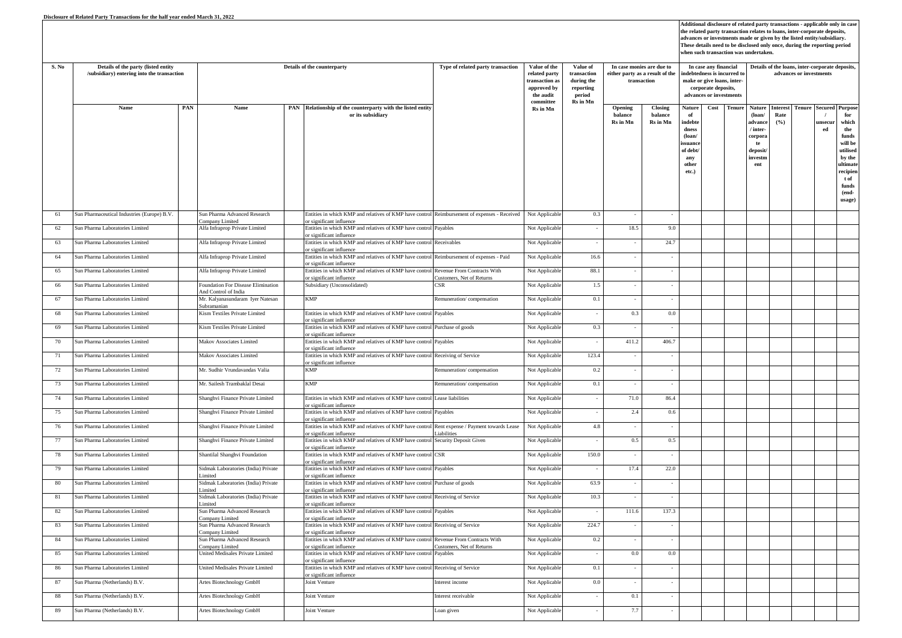**Disclosure of Related Party Transactions for the half year ended March 31, 2022**

**Additional disclosure of related party transactions - applicable only in case the related party transaction relates to loans, inter-corporate deposits, advances or investments made or given by the listed entity/subsidiary. These details need to be disclosed only once, during the reporting period when such transaction was undertaken.**

| S. No | Details of the party (listed entity /subsidiary) entering into the transaction | | Details of the counterparty | | | Type of related party transaction | Value of the related party transaction as approved by the audit committee | Value of transaction during the reporting period | In case monies are due to either party as a result of the transaction | | In case any financial indebtedness is incurred to make or give loans, inter-corporate deposits, advances or investments | | | Details of the loans, inter-corporate deposits, advances or investments | | | | |
|---|---|---|---|---|---|---|---|---|---|---|---|---|---|---|---|---|---|---|
| | Name | PAN | Name | PAN | Relationship of the counterparty with the listed entity or its subsidiary | | Rs in Mn | Rs in Mn | Opening balance Rs in Mn | Closing balance Rs in Mn | Nature of indebtedness (loan/ issuance of debt/ any other etc.) | Cost | Tenure | Nature (loan/ advance / inter-corporate deposit/ investment | Interest Rate (%) | Tenure | Secured / unsecured | Purpose for which the funds will be utilised by the ultimate recipient of funds (end-usage) |
| 61 | Sun Pharmaceutical Industries (Europe) B.V. | | Sun Pharma Advanced Research Company Limited | | Entities in which KMP and relatives of KMP have control or significant influence | Reimbursement of expenses - Received | Not Applicable | 0.3 | - | - | | | | | | | | |
| 62 | Sun Pharma Laboratories Limited | | Alfa Infraprop Private Limited | | Entities in which KMP and relatives of KMP have control or significant influence | Payables | Not Applicable | - | 18.5 | 9.0 | | | | | | | | |
| 63 | Sun Pharma Laboratories Limited | | Alfa Infraprop Private Limited | | Entities in which KMP and relatives of KMP have control or significant influence | Receivables | Not Applicable | - | - | 24.7 | | | | | | | | |
| 64 | Sun Pharma Laboratories Limited | | Alfa Infraprop Private Limited | | Entities in which KMP and relatives of KMP have control or significant influence | Reimbursement of expenses - Paid | Not Applicable | 16.6 | - | - | | | | | | | | |
| 65 | Sun Pharma Laboratories Limited | | Alfa Infraprop Private Limited | | Entities in which KMP and relatives of KMP have control or significant influence | Revenue From Contracts With Customers, Net of Returns | Not Applicable | 88.1 | - | - | | | | | | | | |
| 66 | Sun Pharma Laboratories Limited | | Foundation For Disease Elimination And Control of India | | Subsidiary (Unconsolidated) | CSR | Not Applicable | 1.5 | - | - | | | | | | | | |
| 67 | Sun Pharma Laboratories Limited | | Mr. Kalyanasundaram Iyer Natesan Subramanian | | KMP | Remuneration/ compensation | Not Applicable | 0.1 | - | - | | | | | | | | |
| 68 | Sun Pharma Laboratories Limited | | Kism Textiles Private Limited | | Entities in which KMP and relatives of KMP have control or significant influence | Payables | Not Applicable | - | 0.3 | 0.0 | | | | | | | | |
| 69 | Sun Pharma Laboratories Limited | | Kism Textiles Private Limited | | Entities in which KMP and relatives of KMP have control or significant influence | Purchase of goods | Not Applicable | 0.3 | - | - | | | | | | | | |
| 70 | Sun Pharma Laboratories Limited | | Makov Associates Limited | | Entities in which KMP and relatives of KMP have control or significant influence | Payables | Not Applicable | - | 411.2 | 406.7 | | | | | | | | |
| 71 | Sun Pharma Laboratories Limited | | Makov Associates Limited | | Entities in which KMP and relatives of KMP have control or significant influence | Receiving of Service | Not Applicable | 123.4 | - | - | | | | | | | | |
| 72 | Sun Pharma Laboratories Limited | | Mr. Sudhir Vrundavandas Valia | | KMP | Remuneration/ compensation | Not Applicable | 0.2 | - | - | | | | | | | | |
| 73 | Sun Pharma Laboratories Limited | | Mr. Sailesh Trambaklal Desai | | KMP | Remuneration/ compensation | Not Applicable | 0.1 | - | - | | | | | | | | |
| 74 | Sun Pharma Laboratories Limited | | Shanghvi Finance Private Limited | | Entities in which KMP and relatives of KMP have control or significant influence | Lease liabilities | Not Applicable | - | 71.0 | 86.4 | | | | | | | | |
| 75 | Sun Pharma Laboratories Limited | | Shanghvi Finance Private Limited | | Entities in which KMP and relatives of KMP have control or significant influence | Payables | Not Applicable | - | 2.4 | 0.6 | | | | | | | | |
| 76 | Sun Pharma Laboratories Limited | | Shanghvi Finance Private Limited | | Entities in which KMP and relatives of KMP have control or significant influence | Rent expense / Payment towards Lease Liabilities | Not Applicable | 4.8 | - | - | | | | | | | | |
| 77 | Sun Pharma Laboratories Limited | | Shanghvi Finance Private Limited | | Entities in which KMP and relatives of KMP have control or significant influence | Security Deposit Given | Not Applicable | - | 0.5 | 0.5 | | | | | | | | |
| 78 | Sun Pharma Laboratories Limited | | Shantilal Shanghvi Foundation | | Entities in which KMP and relatives of KMP have control or significant influence | CSR | Not Applicable | 150.0 | - | - | | | | | | | | |
| 79 | Sun Pharma Laboratories Limited | | Sidmak Laboratories (India) Private Limited | | Entities in which KMP and relatives of KMP have control or significant influence | Payables | Not Applicable | - | 17.4 | 22.0 | | | | | | | | |
| 80 | Sun Pharma Laboratories Limited | | Sidmak Laboratories (India) Private Limited | | Entities in which KMP and relatives of KMP have control or significant influence | Purchase of goods | Not Applicable | 63.9 | - | - | | | | | | | | |
| 81 | Sun Pharma Laboratories Limited | | Sidmak Laboratories (India) Private Limited | | Entities in which KMP and relatives of KMP have control or significant influence | Receiving of Service | Not Applicable | 10.3 | - | - | | | | | | | | |
| 82 | Sun Pharma Laboratories Limited | | Sun Pharma Advanced Research Company Limited | | Entities in which KMP and relatives of KMP have control or significant influence | Payables | Not Applicable | - | 111.6 | 137.3 | | | | | | | | |
| 83 | Sun Pharma Laboratories Limited | | Sun Pharma Advanced Research Company Limited | | Entities in which KMP and relatives of KMP have control or significant influence | Receiving of Service | Not Applicable | 224.7 | - | - | | | | | | | | |
| 84 | Sun Pharma Laboratories Limited | | Sun Pharma Advanced Research Company Limited | | Entities in which KMP and relatives of KMP have control or significant influence | Revenue From Contracts With Customers, Net of Returns | Not Applicable | 0.2 | - | - | | | | | | | | |
| 85 | Sun Pharma Laboratories Limited | | United Medisales Private Limited | | Entities in which KMP and relatives of KMP have control or significant influence | Payables | Not Applicable | - | 0.0 | 0.0 | | | | | | | | |
| 86 | Sun Pharma Laboratories Limited | | United Medisales Private Limited | | Entities in which KMP and relatives of KMP have control or significant influence | Receiving of Service | Not Applicable | 0.1 | - | - | | | | | | | | |
| 87 | Sun Pharma (Netherlands) B.V. | | Artes Biotechnology GmbH | | Joint Venture | Interest income | Not Applicable | 0.0 | - | - | | | | | | | | |
| 88 | Sun Pharma (Netherlands) B.V. | | Artes Biotechnology GmbH | | Joint Venture | Interest receivable | Not Applicable | - | 0.1 | - | | | | | | | | |
| 89 | Sun Pharma (Netherlands) B.V. | | Artes Biotechnology GmbH | | Joint Venture | Loan given | Not Applicable | - | 7.7 | - | | | | | | | | |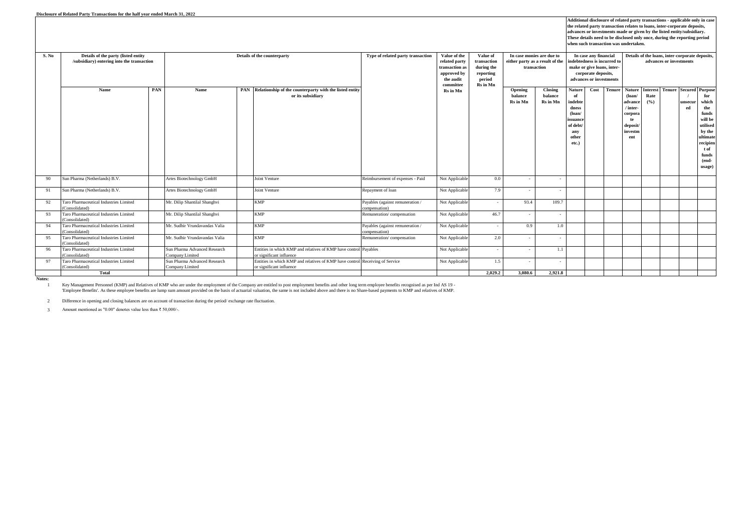**Disclosure of Related Party Transactions for the half year ended March 31, 2022**

| S. No | Details of the party (listed entity /subsidiary) entering into the transaction | | Details of the counterparty | | | Type of related party transaction | Value of the related party transaction as approved by the audit committee | Value of transaction during the reporting period | In case monies are due to either party as a result of the transaction | | Additional disclosure of related party transactions - applicable only in case the related party transaction relates to loans, inter-corporate deposits, advances or investments made or given by the listed entity/subsidiary. These details need to be disclosed only once, during the reporting period when such transaction was undertaken. In case any financial indebtedness is incurred to make or give loans, inter-corporate deposits, advances or investments | | | Details of the loans, inter-corporate deposits, advances or investments | | | | |
|---|---|---|---|---|---|---|---|---|---|---|---|---|---|---|---|---|---|---|
| | Name | PAN | Name | PAN | Relationship of the counterparty with the listed entity or its subsidiary | | Rs in Mn | Rs in Mn | Opening balance Rs in Mn | Closing balance Rs in Mn | Nature of indebtedness (loan/ issuance of debt/ any other etc.) | Cost | Tenure | Nature (loan/ advance / inter-corporate deposit/ investment | Interest Rate (%) | Tenure | Secured / unsecured | Purpose for which the funds will be utilised by the ultimate recipient of funds (end-usage) |
| 90 | Sun Pharma (Netherlands) B.V. | | Artes Biotechnology GmbH | | Joint Venture | Reimbursement of expenses - Paid | Not Applicable | 0.0 | - | - | | | | | | | | |
| 91 | Sun Pharma (Netherlands) B.V. | | Artes Biotechnology GmbH | | Joint Venture | Repayment of loan | Not Applicable | 7.9 | - | - | | | | | | | | |
| 92 | Taro Pharmaceutical Industries Limited (Consolidated) | | Mr. Dilip Shantilal Shanghvi | | KMP | Payables (against remuneration / compensation) | Not Applicable | - | 93.4 | 109.7 | | | | | | | | |
| 93 | Taro Pharmaceutical Industries Limited (Consolidated) | | Mr. Dilip Shantilal Shanghvi | | KMP | Remuneration/ compensation | Not Applicable | 46.7 | - | - | | | | | | | | |
| 94 | Taro Pharmaceutical Industries Limited (Consolidated) | | Mr. Sudhir Vrundavandas Valia | | KMP | Payables (against remuneration / compensation) | Not Applicable | - | 0.9 | 1.0 | | | | | | | | |
| 95 | Taro Pharmaceutical Industries Limited (Consolidated) | | Mr. Sudhir Vrundavandas Valia | | KMP | Remuneration/ compensation | Not Applicable | 2.0 | - | - | | | | | | | | |
| 96 | Taro Pharmaceutical Industries Limited (Consolidated) | | Sun Pharma Advanced Research Company Limited | | Entities in which KMP and relatives of KMP have control or significant influence | Payables | Not Applicable | - | - | 1.1 | | | | | | | | |
| 97 | Taro Pharmaceutical Industries Limited (Consolidated) | | Sun Pharma Advanced Research Company Limited | | Entities in which KMP and relatives of KMP have control or significant influence | Receiving of Service | Not Applicable | 1.5 | - | - | | | | | | | | |
| | Total | | | | | | | 2,029.2 | 3,080.6 | 2,921.8 | | | | | | | | |

**Notes:**

1 Key Management Personnel (KMP) and Relatives of KMP who are under the employment of the Company are entitled to post employment benefits and other long term employee benefits recognised as per Ind AS 19 - 'Employee Benefits'. As these employee benefits are lump sum amount provided on the basis of actuarial valuation, the same is not included above and there is no Share-based payments to KMP and relatives of KMP.

2 Difference in opening and closing balances are on account of transaction during the period/ exchange rate fluctuation.

3 Amount mentioned as "0.00" denotes value less than ₹ 50,000/-.